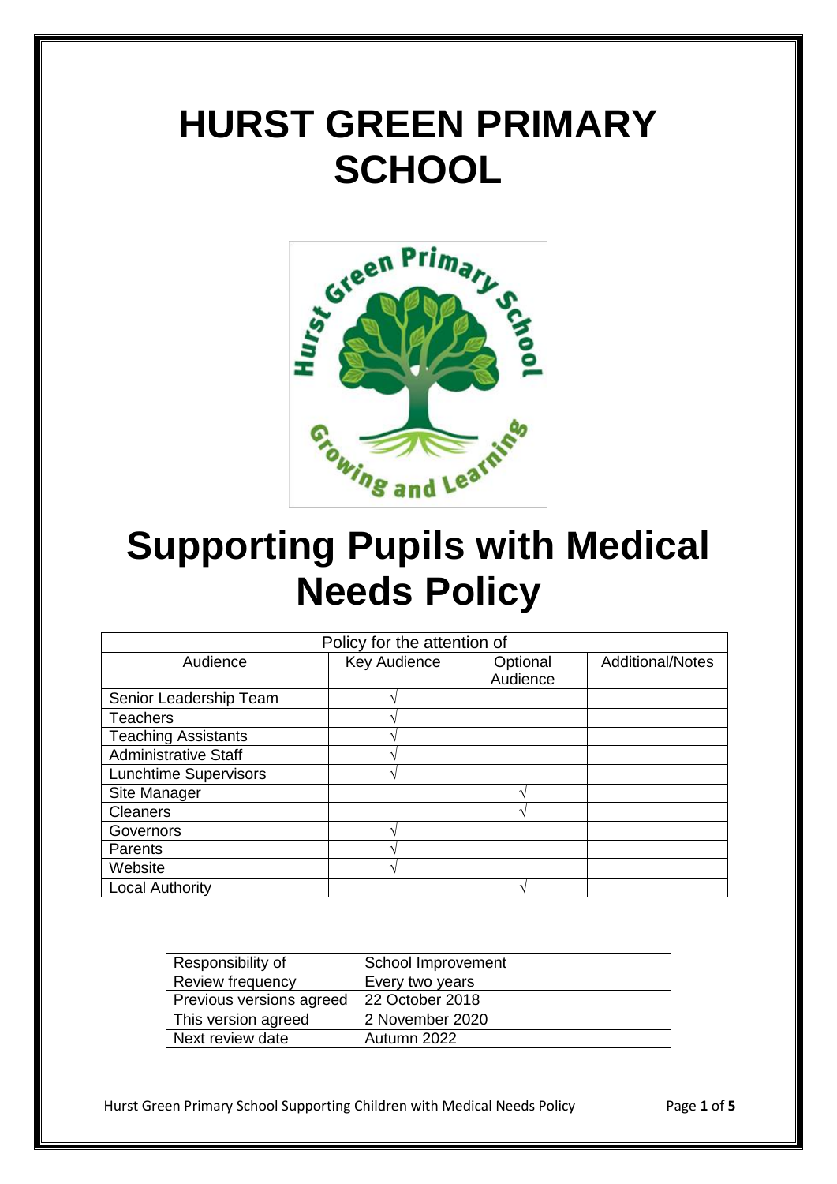# HURST GREEN PRIMARY SCHOOL

# Supporting Pupils with Medical Needs Policy

| Policy for the attention of | | | |
|---|---|---|---|
| Audience | Key Audience | Optional Audience | Additional/Notes |
| Senior Leadership Team | √ | | |
| Teachers | √ | | |
| Teaching Assistants | √ | | |
| Administrative Staff | √ | | |
| Lunchtime Supervisors | √ | | |
| Site Manager | | √ | |
| Cleaners | | √ | |
| Governors | √ | | |
| Parents | √ | | |
| Website | √ | | |
| Local Authority | | √ | |

| Responsibility of | School Improvement |
|---|---|
| Review frequency | Every two years |
| Previous versions agreed | 22 October 2018 |
| This version agreed | 2 November 2020 |
| Next review date | Autumn 2022 |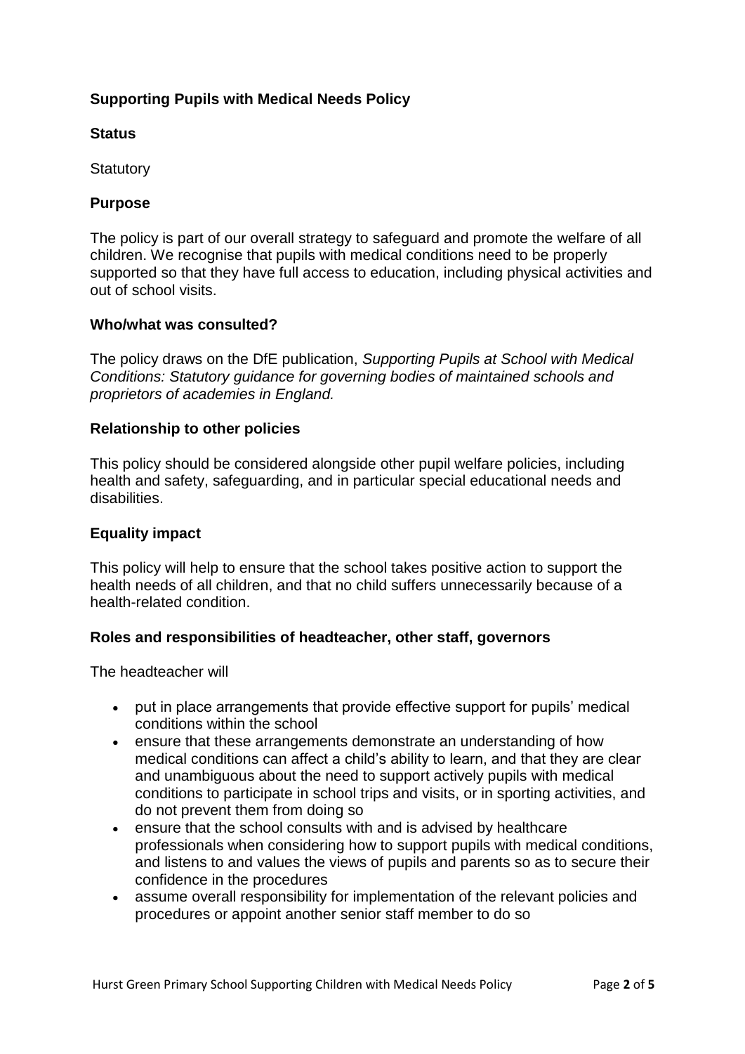## Supporting Pupils with Medical Needs Policy

### Status

Statutory

### Purpose

The policy is part of our overall strategy to safeguard and promote the welfare of all children. We recognise that pupils with medical conditions need to be properly supported so that they have full access to education, including physical activities and out of school visits.

### Who/what was consulted?

The policy draws on the DfE publication, *Supporting Pupils at School with Medical Conditions: Statutory guidance for governing bodies of maintained schools and proprietors of academies in England.*

### Relationship to other policies

This policy should be considered alongside other pupil welfare policies, including health and safety, safeguarding, and in particular special educational needs and disabilities.

### Equality impact

This policy will help to ensure that the school takes positive action to support the health needs of all children, and that no child suffers unnecessarily because of a health-related condition.

### Roles and responsibilities of headteacher, other staff, governors

The headteacher will

- put in place arrangements that provide effective support for pupils' medical conditions within the school
- ensure that these arrangements demonstrate an understanding of how medical conditions can affect a child's ability to learn, and that they are clear and unambiguous about the need to support actively pupils with medical conditions to participate in school trips and visits, or in sporting activities, and do not prevent them from doing so
- ensure that the school consults with and is advised by healthcare professionals when considering how to support pupils with medical conditions, and listens to and values the views of pupils and parents so as to secure their confidence in the procedures
- assume overall responsibility for implementation of the relevant policies and procedures or appoint another senior staff member to do so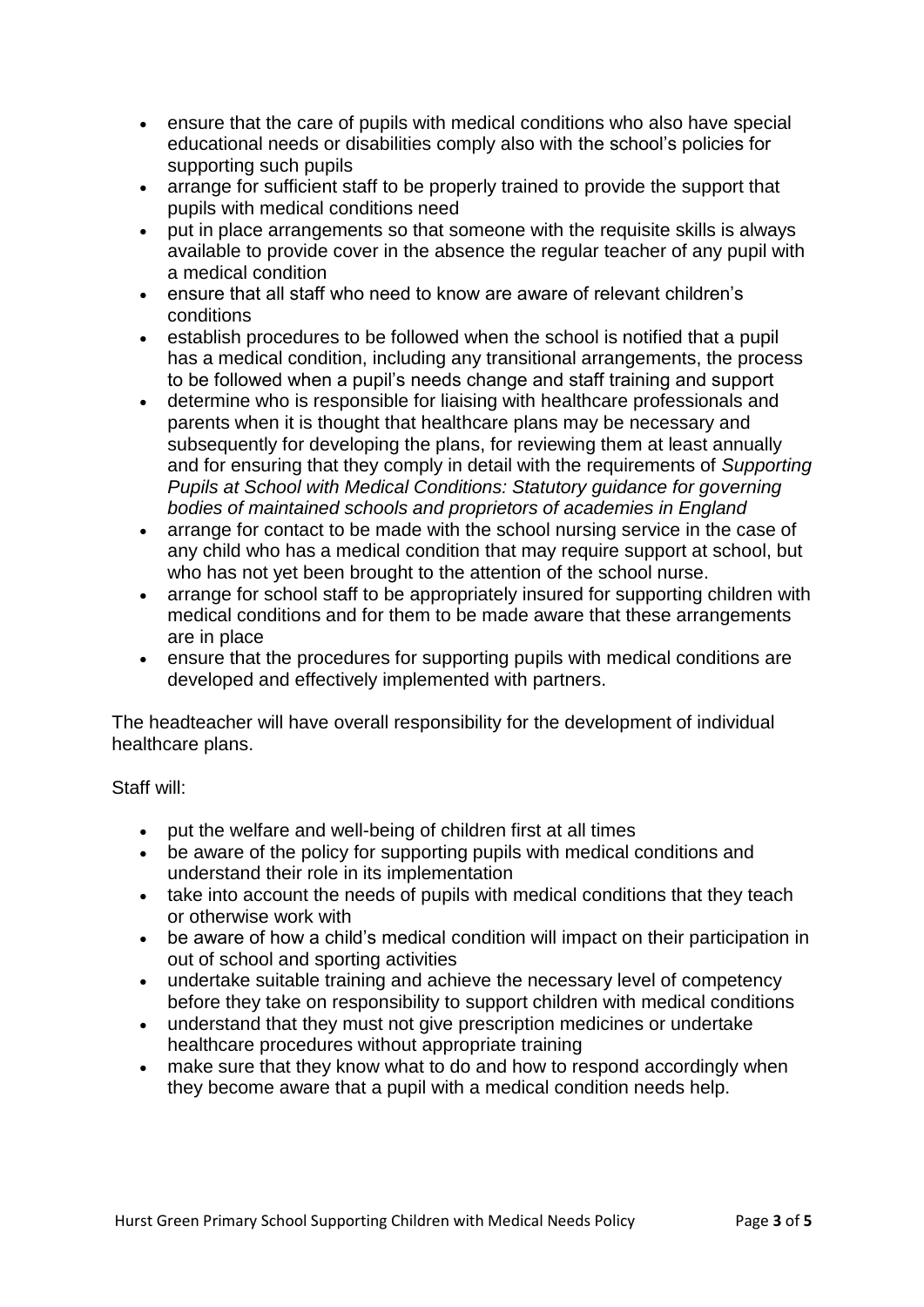- ensure that the care of pupils with medical conditions who also have special educational needs or disabilities comply also with the school's policies for supporting such pupils
- arrange for sufficient staff to be properly trained to provide the support that pupils with medical conditions need
- put in place arrangements so that someone with the requisite skills is always available to provide cover in the absence the regular teacher of any pupil with a medical condition
- ensure that all staff who need to know are aware of relevant children's conditions
- establish procedures to be followed when the school is notified that a pupil has a medical condition, including any transitional arrangements, the process to be followed when a pupil's needs change and staff training and support
- determine who is responsible for liaising with healthcare professionals and parents when it is thought that healthcare plans may be necessary and subsequently for developing the plans, for reviewing them at least annually and for ensuring that they comply in detail with the requirements of *Supporting Pupils at School with Medical Conditions: Statutory guidance for governing bodies of maintained schools and proprietors of academies in England*
- arrange for contact to be made with the school nursing service in the case of any child who has a medical condition that may require support at school, but who has not yet been brought to the attention of the school nurse.
- arrange for school staff to be appropriately insured for supporting children with medical conditions and for them to be made aware that these arrangements are in place
- ensure that the procedures for supporting pupils with medical conditions are developed and effectively implemented with partners.

The headteacher will have overall responsibility for the development of individual healthcare plans.

Staff will:

- put the welfare and well-being of children first at all times
- be aware of the policy for supporting pupils with medical conditions and understand their role in its implementation
- take into account the needs of pupils with medical conditions that they teach or otherwise work with
- be aware of how a child's medical condition will impact on their participation in out of school and sporting activities
- undertake suitable training and achieve the necessary level of competency before they take on responsibility to support children with medical conditions
- understand that they must not give prescription medicines or undertake healthcare procedures without appropriate training
- make sure that they know what to do and how to respond accordingly when they become aware that a pupil with a medical condition needs help.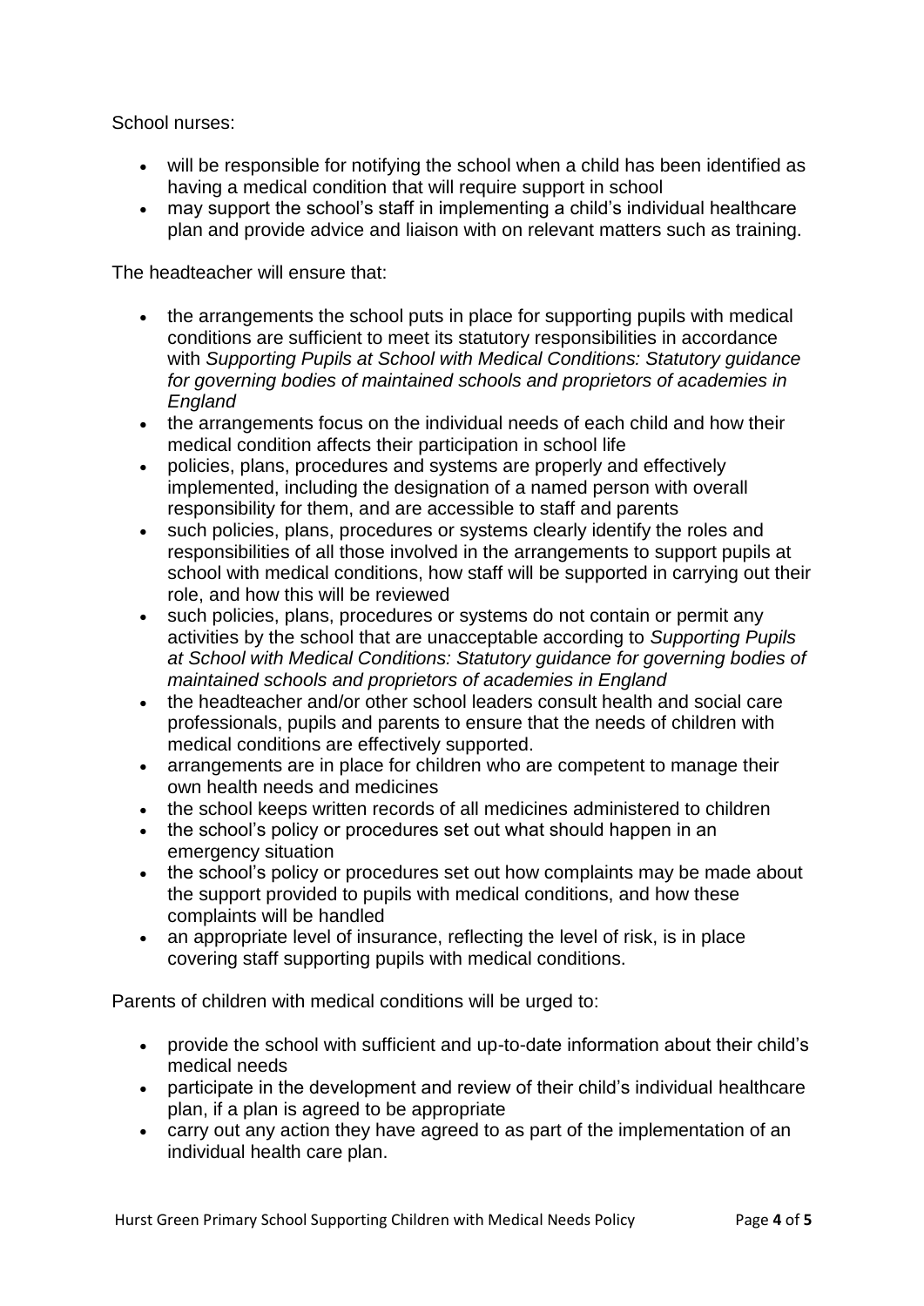School nurses:

- will be responsible for notifying the school when a child has been identified as having a medical condition that will require support in school
- may support the school's staff in implementing a child's individual healthcare plan and provide advice and liaison with on relevant matters such as training.

The headteacher will ensure that:

- the arrangements the school puts in place for supporting pupils with medical conditions are sufficient to meet its statutory responsibilities in accordance with *Supporting Pupils at School with Medical Conditions: Statutory guidance for governing bodies of maintained schools and proprietors of academies in England*
- the arrangements focus on the individual needs of each child and how their medical condition affects their participation in school life
- policies, plans, procedures and systems are properly and effectively implemented, including the designation of a named person with overall responsibility for them, and are accessible to staff and parents
- such policies, plans, procedures or systems clearly identify the roles and responsibilities of all those involved in the arrangements to support pupils at school with medical conditions, how staff will be supported in carrying out their role, and how this will be reviewed
- such policies, plans, procedures or systems do not contain or permit any activities by the school that are unacceptable according to *Supporting Pupils at School with Medical Conditions: Statutory guidance for governing bodies of maintained schools and proprietors of academies in England*
- the headteacher and/or other school leaders consult health and social care professionals, pupils and parents to ensure that the needs of children with medical conditions are effectively supported.
- arrangements are in place for children who are competent to manage their own health needs and medicines
- the school keeps written records of all medicines administered to children
- the school's policy or procedures set out what should happen in an emergency situation
- the school's policy or procedures set out how complaints may be made about the support provided to pupils with medical conditions, and how these complaints will be handled
- an appropriate level of insurance, reflecting the level of risk, is in place covering staff supporting pupils with medical conditions.

Parents of children with medical conditions will be urged to:

- provide the school with sufficient and up-to-date information about their child's medical needs
- participate in the development and review of their child's individual healthcare plan, if a plan is agreed to be appropriate
- carry out any action they have agreed to as part of the implementation of an individual health care plan.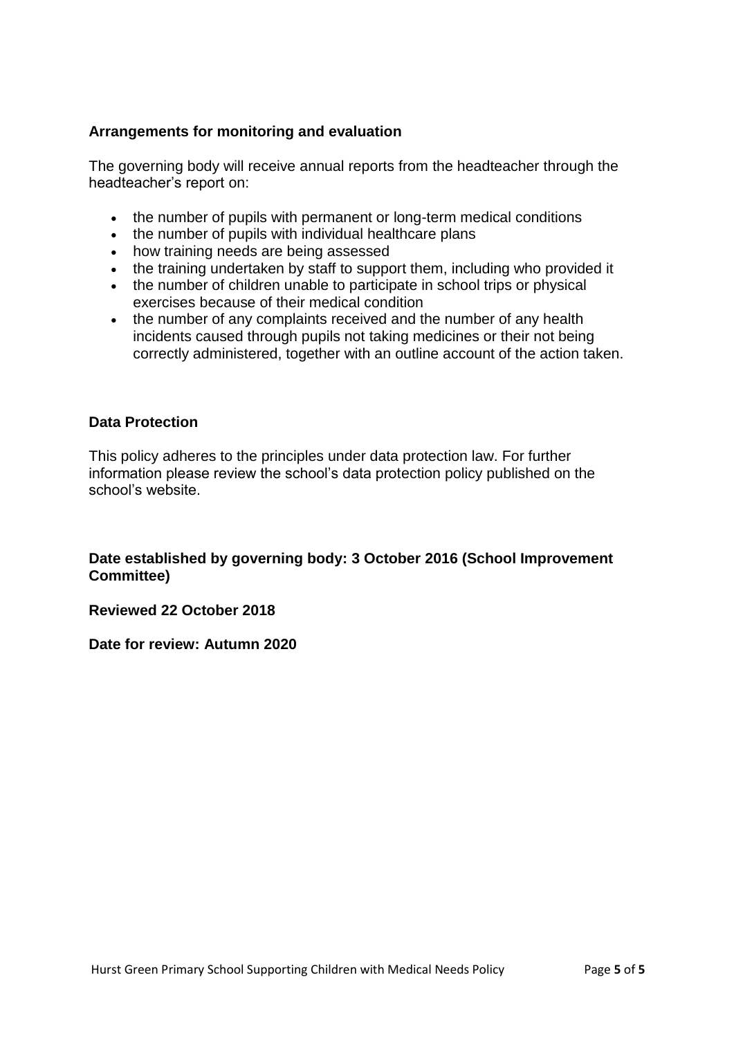**Arrangements for monitoring and evaluation**

The governing body will receive annual reports from the headteacher through the headteacher's report on:

- the number of pupils with permanent or long-term medical conditions
- the number of pupils with individual healthcare plans
- how training needs are being assessed
- the training undertaken by staff to support them, including who provided it
- the number of children unable to participate in school trips or physical exercises because of their medical condition
- the number of any complaints received and the number of any health incidents caused through pupils not taking medicines or their not being correctly administered, together with an outline account of the action taken.

**Data Protection**

This policy adheres to the principles under data protection law. For further information please review the school's data protection policy published on the school's website.

**Date established by governing body: 3 October 2016 (School Improvement Committee)**

**Reviewed 22 October 2018**

**Date for review: Autumn 2020**